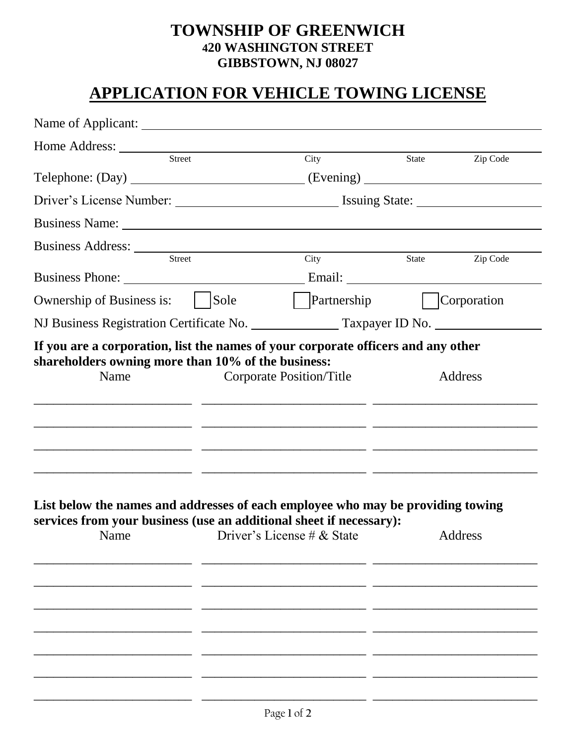# TOWNSHIP OF GREENWICH

**420 WASHINGTON STREET**
**GIBBSTOWN, NJ 08027**

## APPLICATION FOR VEHICLE TOWING LICENSE

Name of Applicant: ______________________________________________

Home Address: ______________________________________________
Street City State Zip Code

Telephone: (Day) ____________________ (Evening) ____________________

Driver's License Number: ____________________ Issuing State: ____________________

Business Name: ______________________________________________

Business Address: ______________________________________________
Street City State Zip Code

Business Phone: ____________________ Email: ____________________

Ownership of Business is: ☐ Sole ☐ Partnership ☐ Corporation

NJ Business Registration Certificate No. ______________ Taxpayer ID No. ______________

**If you are a corporation, list the names of your corporate officers and any other shareholders owning more than 10% of the business:**

| Name | Corporate Position/Title | Address |
|---|---|---|
| | | |
| | | |
| | | |
| | | |

**List below the names and addresses of each employee who may be providing towing services from your business (use an additional sheet if necessary):**

| Name | Driver's License # & State | Address |
|---|---|---|
| | | |
| | | |
| | | |
| | | |
| | | |
| | | |
| | | |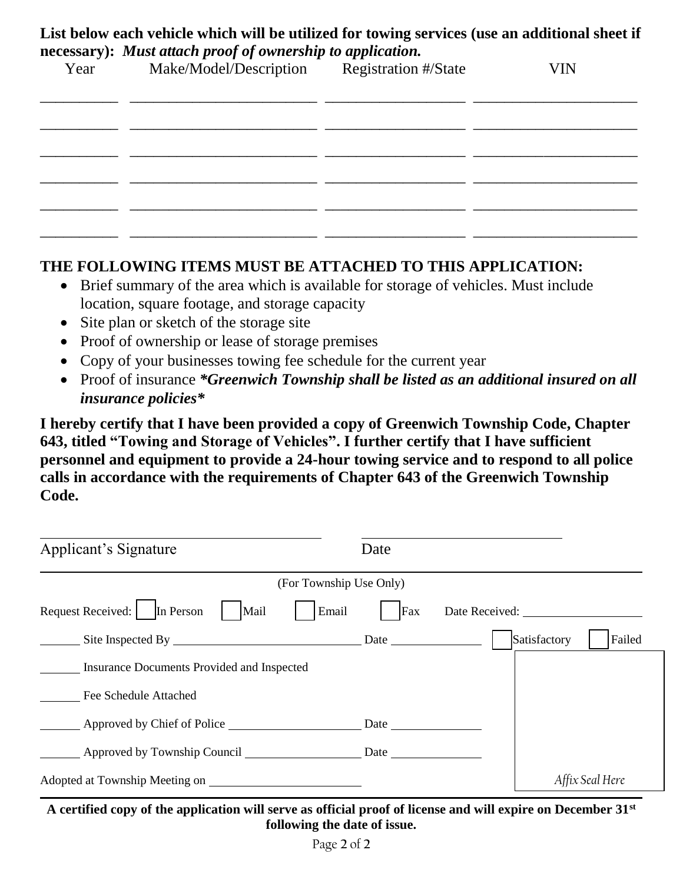**List below each vehicle which will be utilized for towing services (use an additional sheet if necessary):** ***Must attach proof of ownership to application.***

| Year | Make/Model/Description | Registration #/State | VIN |
|---|---|---|---|
| | | | |
| | | | |
| | | | |
| | | | |
| | | | |
| | | | |

**THE FOLLOWING ITEMS MUST BE ATTACHED TO THIS APPLICATION:**

- Brief summary of the area which is available for storage of vehicles. Must include location, square footage, and storage capacity
- Site plan or sketch of the storage site
- Proof of ownership or lease of storage premises
- Copy of your businesses towing fee schedule for the current year
- Proof of insurance ***\*Greenwich Township shall be listed as an additional insured on all insurance policies\****

**I hereby certify that I have been provided a copy of Greenwich Township Code, Chapter 643, titled "Towing and Storage of Vehicles". I further certify that I have sufficient personnel and equipment to provide a 24-hour towing service and to respond to all police calls in accordance with the requirements of Chapter 643 of the Greenwich Township Code.**

______________________________ ______________________

Applicant's Signature Date

(For Township Use Only)

Request Received: ☐ In Person ☐ Mail ☐ Email ☐ Fax Date Received: ______________

______ Site Inspected By ______________________ Date __________ ☐ Satisfactory ☐ Failed

______ Insurance Documents Provided and Inspected

______ Fee Schedule Attached

______ Approved by Chief of Police ______________ Date __________

______ Approved by Township Council ______________ Date __________

Adopted at Township Meeting on ______________________

*Affix Seal Here*

**A certified copy of the application will serve as official proof of license and will expire on December 31st following the date of issue.**